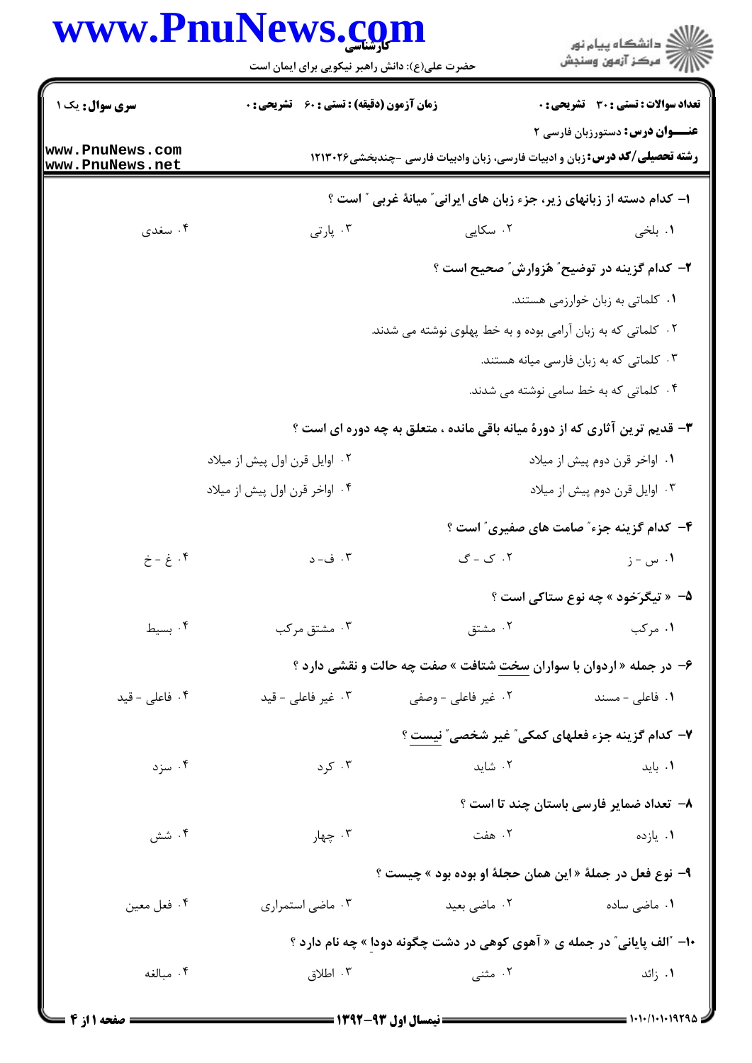**سری سؤال:** یک ۱ | **زمان آزمون (دقیقه) : تستی : ۶۰ تشریحی : ۰** | **تعداد سوالات : تستی : ۳۰ تشریحی : ۰**

**عنـــوان درس:** دستورزبان فارسی ۲

**رشته تحصیلی/کد درس:** زبان و ادبیات فارسی، زبان وادبیات فارسی -چندبخشی۱۲۱۳۰۲۶

**۱- کدام دسته از زبانهای زیر، جزء زبان های ایرانی" میانهٔ غربی " است ؟**

۱. بلخی ۲. سکایی ۳. پارتی ۴. سغدی

**۲- کدام گزینه در توضیح" هُزوارش" صحیح است ؟**

۱. کلماتی به زبان خوارزمی هستند.

۲. کلماتی که به زبان آرامی بوده و به خط پهلوی نوشته می شدند.

۳. کلماتی که به زبان فارسی میانه هستند.

۴. کلماتی که به خط سامی نوشته می شدند.

**۳- قدیم ترین آثاری که از دورهٔ میانه باقی مانده ، متعلق به چه دوره ای است ؟**

۱. اواخر قرن دوم پیش از میلاد ۲. اوایل قرن اول پیش از میلاد

۳. اوایل قرن دوم پیش از میلاد ۴. اواخر قرن اول پیش از میلاد

**۴- کدام گزینه جزء" صامت های صفیری" است ؟**

۱. س - ز ۲. ک - گ ۳. ف- د ۴. غ - خ

**۵- « تیگرَخود » چه نوع ستاکی است ؟**

۱. مرکب ۲. مشتق ۳. مشتق مرکب ۴. بسیط

**۶- در جمله « اردوان با سواران سخت شتافت » صفت چه حالت و نقشی دارد ؟**

۱. فاعلی - مسند ۲. غیر فاعلی - وصفی ۳. غیر فاعلی - قید ۴. فاعلی - قید

**۷- کدام گزینه جزء فعلهای کمکی" غیر شخصی" نیست ؟**

۱. باید ۲. شاید ۳. کرد ۴. سزد

**۸- تعداد ضمایر فارسی باستان چند تا است ؟**

۱. یازده ۲. هفت ۳. چهار ۴. شش

**۹- نوع فعل در جملهٔ « این همان حجلهٔ او بوده بود » چیست ؟**

۱. ماضی ساده ۲. ماضی بعید ۳. ماضی استمراری ۴. فعل معین

**۱۰- "الف پایانی" در جمله ی « آهوی کوهی در دشت چگونه دودا » چه نام دارد ؟**

۱. زائد ۲. مثنی ۳. اطلاق ۴. مبالغه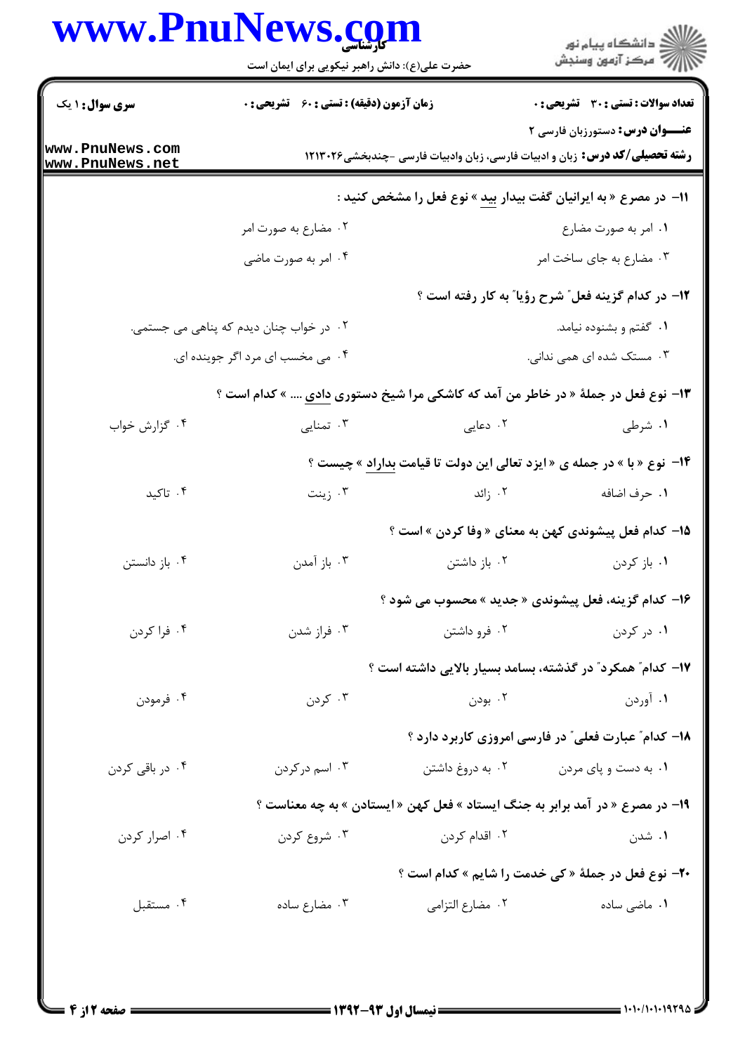۱۱- در مصرع « به ایرانیان گفت بیدار بید » نوع فعل را مشخص کنید :

۱. امر به صورت مضارع

۲. مضارع به صورت امر

۳. مضارع به جای ساخت امر

۴. امر به صورت ماضی

۱۲- در کدام گزینه فعل" شرح رؤیا" به کار رفته است ؟

۱. گفتم و بشنوده نیامد.

۲. در خواب چنان دیدم که پناهی می جستمی.

۳. مستک شده ای همی ندانی.

۴. می مخسب ای مرد اگر جوینده ای.

۱۳- نوع فعل در جملهٔ « در خاطر من آمد که کاشکی مرا شیخ دستوری دادی .... » کدام است ؟

۱. شرطی

۲. دعایی

۳. تمنایی

۴. گزارش خواب

۱۴- نوع « با » در جمله ی « ایزد تعالی این دولت تا قیامت بداراد » چیست ؟

۱. حرف اضافه

۲. زائد

۳. زینت

۴. تاکید

۱۵- کدام فعل پیشوندی کهن به معنای « وفا کردن » است ؟

۱. باز کردن

۲. باز داشتن

۳. باز آمدن

۴. باز دانستن

۱۶- کدام گزینه، فعل پیشوندی « جدید » محسوب می شود ؟

۱. در کردن

۲. فرو داشتن

۳. فراز شدن

۴. فرا کردن

۱۷- کدام" همکرد" در گذشته، بسامد بسیار بالایی داشته است ؟

۱. آوردن

۲. بودن

۳. کردن

۴. فرمودن

۱۸- کدام" عبارت فعلی" در فارسی امروزی کاربرد دارد ؟

۱. به دست و پای مردن

۲. به دروغ داشتن

۳. اسم درکردن

۴. در باقی کردن

۱۹- در مصرع « در آمد برابر به جنگ ایستاد » فعل کهن « ایستادن » به چه معناست ؟

۱. شدن

۲. اقدام کردن

۳. شروع کردن

۴. اصرار کردن

۲۰- نوع فعل در جملهٔ « کی خدمت را شایم » کدام است ؟

۱. ماضی ساده

۲. مضارع التزامی

۳. مضارع ساده

۴. مستقبل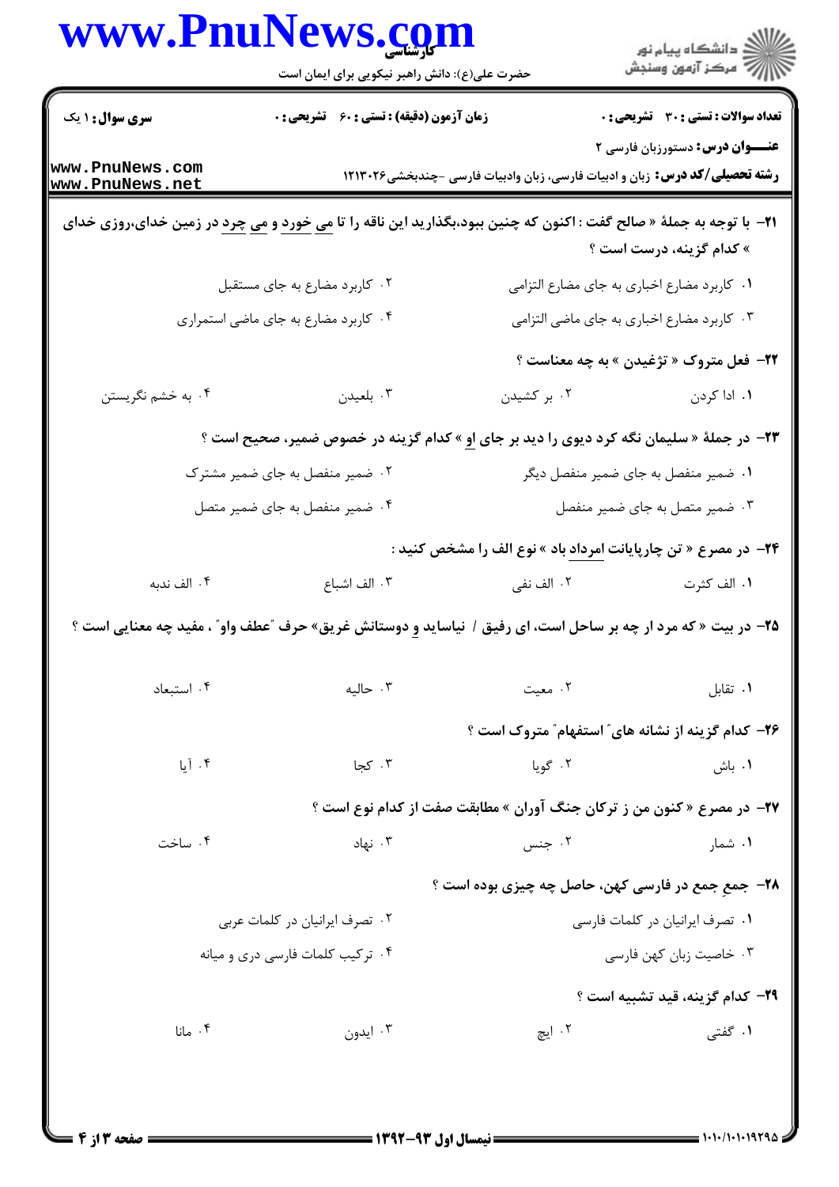**سری سوال:** ۱ یک

**زمان آزمون (دقیقه) : تستی : ۶۰ تشریحی : ۰**

**تعداد سوالات : تستی : ۳۰ تشریحی : ۰**

**عنـــوان درس:** دستورزبان فارسی ۲

**رشته تحصیلی/کد درس:** زبان و ادبیات فارسی، زبان وادبیات فارسی -چندبخشی۱۲۱۳۰۲۶

**۲۱-** با توجه به جملهٔ « صالح گفت : اکنون که چنین ببود،بگذارید این ناقه را تا می خورد و می چرد در زمین خدای،روزی خدای » کدام گزینه، درست است ؟

۱. کاربرد مضارع اخباری به جای مضارع التزامی
۲. کاربرد مضارع به جای مستقبل
۳. کاربرد مضارع اخباری به جای ماضی التزامی
۴. کاربرد مضارع به جای ماضی استمراری

**۲۲-** فعل متروک « تژغیدن » به چه معناست ؟

۱. ادا کردن
۲. بر کشیدن
۳. بلعیدن
۴. به خشم نگریستن

**۲۳-** در جملهٔ « سلیمان نگه کرد دیوی را دید بر جای او » کدام گزینه در خصوص ضمیر، صحیح است ؟

۱. ضمیر منفصل به جای ضمیر منفصل دیگر
۲. ضمیر منفصل به جای ضمیر مشترک
۳. ضمیر متصل به جای ضمیر منفصل
۴. ضمیر منفصل به جای ضمیر متصل

**۲۴-** در مصرع « تن چارپایانت امرداد باد » نوع الف را مشخص کنید :

۱. الف کثرت
۲. الف نفی
۳. الف اشباع
۴. الف ندبه

**۲۵-** در بیت « که مرد ار چه بر ساحل است، ای رفیق / نیاساید و دوستانش غریق» حرف "عطف واو" ، مفید چه معنایی است ؟

۱. تقابل
۲. معیت
۳. حالیه
۴. استبعاد

**۲۶-** کدام گزینه از نشانه های" استفهام" متروک است ؟

۱. باش
۲. گویا
۳. کجا
۴. آیا

**۲۷-** در مصرع « کنون من ز ترکان جنگ آوران » مطابقت صفت از کدام نوع است ؟

۱. شمار
۲. جنس
۳. نهاد
۴. ساخت

**۲۸-** جمعِ جمع در فارسی کهن، حاصل چه چیزی بوده است ؟

۱. تصرف ایرانیان در کلمات فارسی
۲. تصرف ایرانیان در کلمات عربی
۳. خاصیت زبان کهن فارسی
۴. ترکیب کلمات فارسی دری و میانه

**۲۹-** کدام گزینه، قید تشبیه است ؟

۱. گفتی
۲. ایچ
۳. ایدون
۴. مانا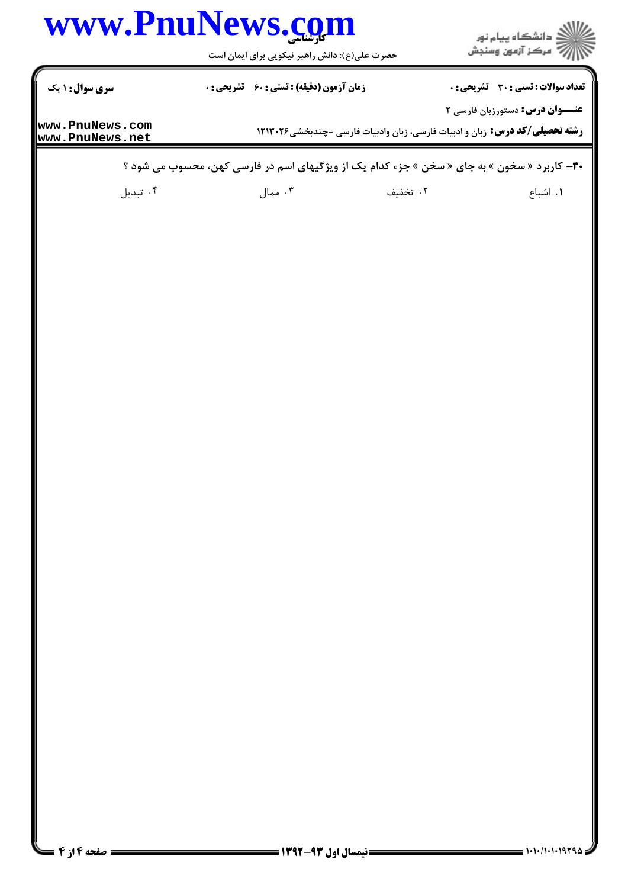**۳۰- کاربرد « سخون » به جای « سخن » جزء کدام یک از ویژگیهای اسم در فارسی کهن، محسوب می شود ؟**

۱. اشباع

۲. تخفیف

۳. ممال

۴. تبدیل